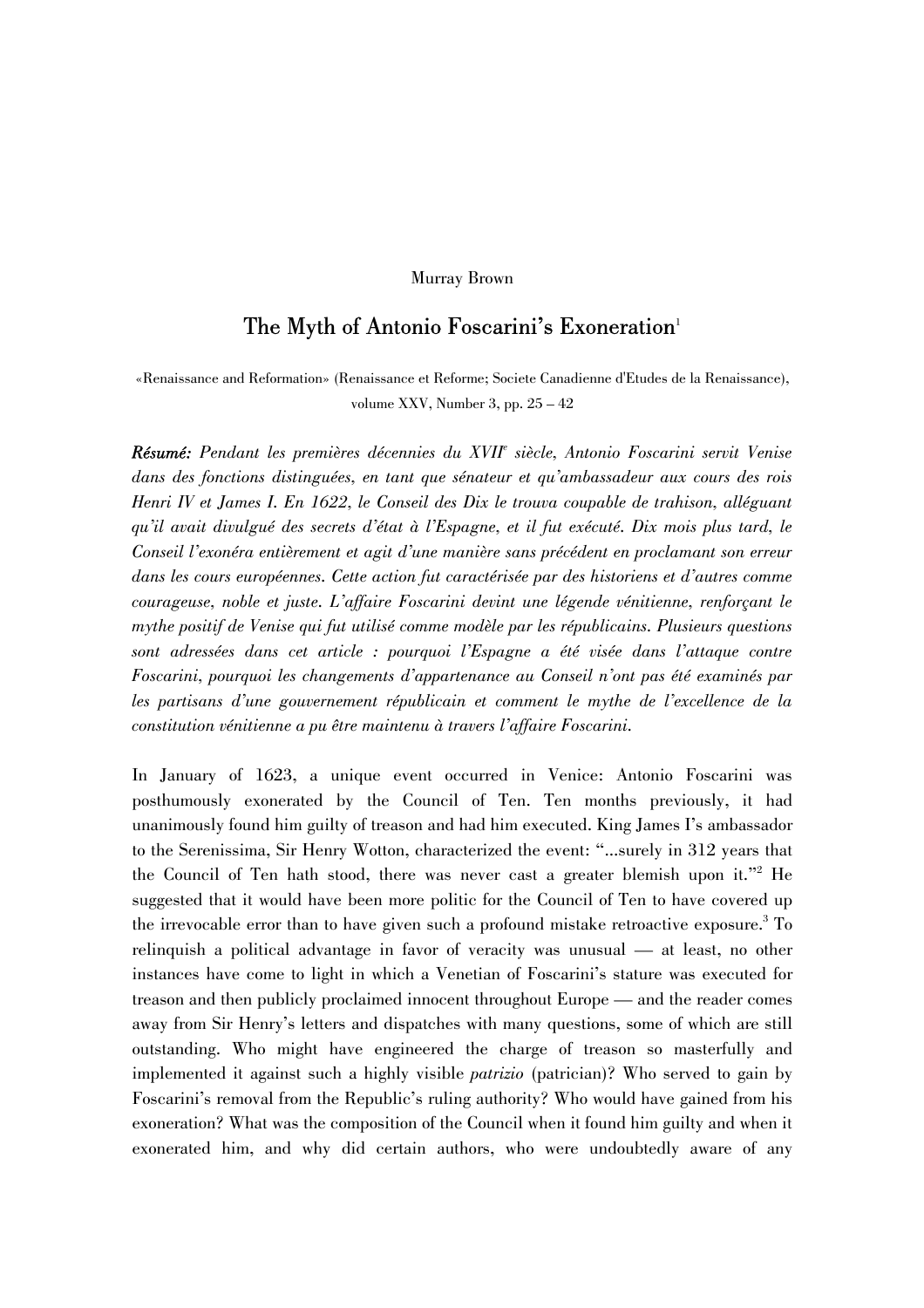Murray Brown

# The Myth of Antonio Foscarini's Exoneration[1]

«Renaissance and Reformation» (Renaissance et Reforme; Societe Canadienne d'Etudes de la Renaissance), volume XXV, Number 3, pp. 25 – 42

***Résumé:*** *Pendant les premières décennies du XVII$^{e}$ siècle, Antonio Foscarini servit Venise dans des fonctions distinguées, en tant que sénateur et qu'ambassadeur aux cours des rois Henri IV et James I. En 1622, le Conseil des Dix le trouva coupable de trahison, alléguant qu'il avait divulgué des secrets d'état à l'Espagne, et il fut exécuté. Dix mois plus tard, le Conseil l'exonéra entièrement et agit d'une manière sans précédent en proclamant son erreur dans les cours européennes. Cette action fut caractérisée par des historiens et d'autres comme courageuse, noble et juste. L'affaire Foscarini devint une légende vénitienne, renforçant le mythe positif de Venise qui fut utilisé comme modèle par les républicains. Plusieurs questions sont adressées dans cet article : pourquoi l'Espagne a été visée dans l'attaque contre Foscarini, pourquoi les changements d'appartenance au Conseil n'ont pas été examinés par les partisans d'une gouvernement républicain et comment le mythe de l'excellence de la constitution vénitienne a pu être maintenu à travers l'affaire Foscarini.*

In January of 1623, a unique event occurred in Venice: Antonio Foscarini was posthumously exonerated by the Council of Ten. Ten months previously, it had unanimously found him guilty of treason and had him executed. King James I's ambassador to the Serenissima, Sir Henry Wotton, characterized the event: "...surely in 312 years that the Council of Ten hath stood, there was never cast a greater blemish upon it."[2] He suggested that it would have been more politic for the Council of Ten to have covered up the irrevocable error than to have given such a profound mistake retroactive exposure.[3] To relinquish a political advantage in favor of veracity was unusual — at least, no other instances have come to light in which a Venetian of Foscarini's stature was executed for treason and then publicly proclaimed innocent throughout Europe — and the reader comes away from Sir Henry's letters and dispatches with many questions, some of which are still outstanding. Who might have engineered the charge of treason so masterfully and implemented it against such a highly visible *patrizio* (patrician)? Who served to gain by Foscarini's removal from the Republic's ruling authority? Who would have gained from his exoneration? What was the composition of the Council when it found him guilty and when it exonerated him, and why did certain authors, who were undoubtedly aware of any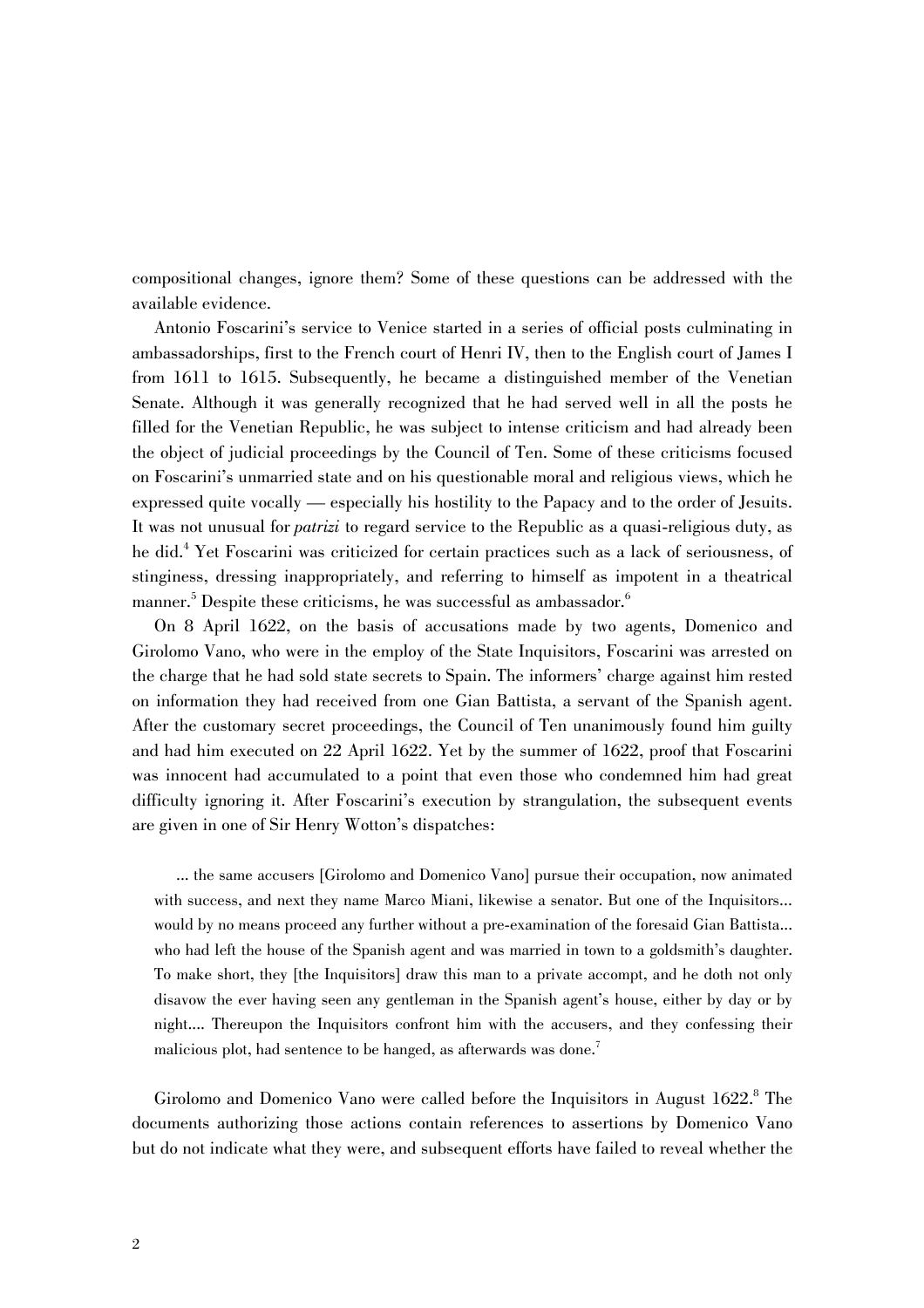compositional changes, ignore them? Some of these questions can be addressed with the available evidence.

Antonio Foscarini's service to Venice started in a series of official posts culminating in ambassadorships, first to the French court of Henri IV, then to the English court of James I from 1611 to 1615. Subsequently, he became a distinguished member of the Venetian Senate. Although it was generally recognized that he had served well in all the posts he filled for the Venetian Republic, he was subject to intense criticism and had already been the object of judicial proceedings by the Council of Ten. Some of these criticisms focused on Foscarini's unmarried state and on his questionable moral and religious views, which he expressed quite vocally — especially his hostility to the Papacy and to the order of Jesuits. It was not unusual for *patrizi* to regard service to the Republic as a quasi-religious duty, as he did.[4] Yet Foscarini was criticized for certain practices such as a lack of seriousness, of stinginess, dressing inappropriately, and referring to himself as impotent in a theatrical manner.[5] Despite these criticisms, he was successful as ambassador.[6]

On 8 April 1622, on the basis of accusations made by two agents, Domenico and Girolomo Vano, who were in the employ of the State Inquisitors, Foscarini was arrested on the charge that he had sold state secrets to Spain. The informers' charge against him rested on information they had received from one Gian Battista, a servant of the Spanish agent. After the customary secret proceedings, the Council of Ten unanimously found him guilty and had him executed on 22 April 1622. Yet by the summer of 1622, proof that Foscarini was innocent had accumulated to a point that even those who condemned him had great difficulty ignoring it. After Foscarini's execution by strangulation, the subsequent events are given in one of Sir Henry Wotton's dispatches:

> ... the same accusers [Girolomo and Domenico Vano] pursue their occupation, now animated with success, and next they name Marco Miani, likewise a senator. But one of the Inquisitors... would by no means proceed any further without a pre-examination of the foresaid Gian Battista... who had left the house of the Spanish agent and was married in town to a goldsmith's daughter. To make short, they [the Inquisitors] draw this man to a private accompt, and he doth not only disavow the ever having seen any gentleman in the Spanish agent's house, either by day or by night.... Thereupon the Inquisitors confront him with the accusers, and they confessing their malicious plot, had sentence to be hanged, as afterwards was done.[7]

Girolomo and Domenico Vano were called before the Inquisitors in August 1622.[8] The documents authorizing those actions contain references to assertions by Domenico Vano but do not indicate what they were, and subsequent efforts have failed to reveal whether the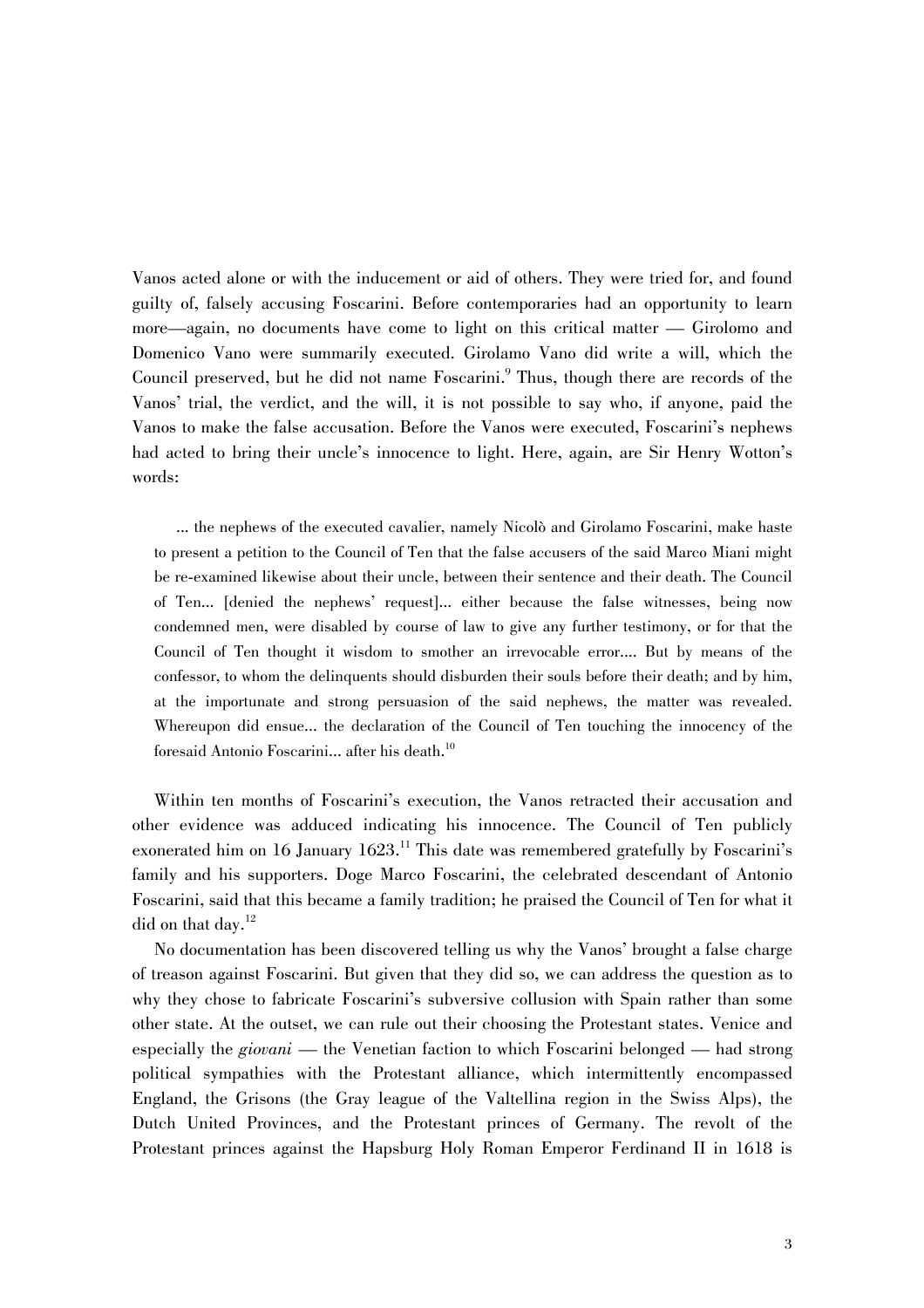Vanos acted alone or with the inducement or aid of others. They were tried for, and found guilty of, falsely accusing Foscarini. Before contemporaries had an opportunity to learn more—again, no documents have come to light on this critical matter — Girolomo and Domenico Vano were summarily executed. Girolamo Vano did write a will, which the Council preserved, but he did not name Foscarini.[9] Thus, though there are records of the Vanos' trial, the verdict, and the will, it is not possible to say who, if anyone, paid the Vanos to make the false accusation. Before the Vanos were executed, Foscarini's nephews had acted to bring their uncle's innocence to light. Here, again, are Sir Henry Wotton's words:

> ... the nephews of the executed cavalier, namely Nicolò and Girolamo Foscarini, make haste to present a petition to the Council of Ten that the false accusers of the said Marco Miani might be re-examined likewise about their uncle, between their sentence and their death. The Council of Ten... [denied the nephews' request]... either because the false witnesses, being now condemned men, were disabled by course of law to give any further testimony, or for that the Council of Ten thought it wisdom to smother an irrevocable error.... But by means of the confessor, to whom the delinquents should disburden their souls before their death; and by him, at the importunate and strong persuasion of the said nephews, the matter was revealed. Whereupon did ensue... the declaration of the Council of Ten touching the innocency of the foresaid Antonio Foscarini... after his death.[10]

Within ten months of Foscarini's execution, the Vanos retracted their accusation and other evidence was adduced indicating his innocence. The Council of Ten publicly exonerated him on 16 January 1623.[11] This date was remembered gratefully by Foscarini's family and his supporters. Doge Marco Foscarini, the celebrated descendant of Antonio Foscarini, said that this became a family tradition; he praised the Council of Ten for what it did on that day.[12]

No documentation has been discovered telling us why the Vanos' brought a false charge of treason against Foscarini. But given that they did so, we can address the question as to why they chose to fabricate Foscarini's subversive collusion with Spain rather than some other state. At the outset, we can rule out their choosing the Protestant states. Venice and especially the *giovani* — the Venetian faction to which Foscarini belonged — had strong political sympathies with the Protestant alliance, which intermittently encompassed England, the Grisons (the Gray league of the Valtellina region in the Swiss Alps), the Dutch United Provinces, and the Protestant princes of Germany. The revolt of the Protestant princes against the Hapsburg Holy Roman Emperor Ferdinand II in 1618 is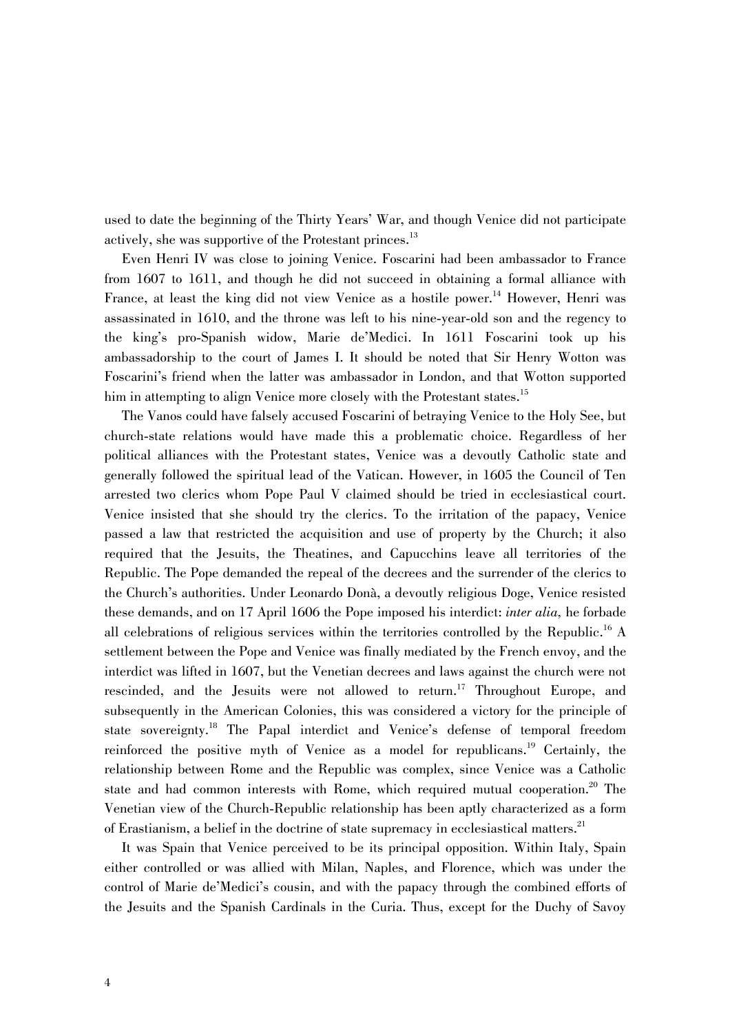used to date the beginning of the Thirty Years' War, and though Venice did not participate actively, she was supportive of the Protestant princes.[13]

Even Henri IV was close to joining Venice. Foscarini had been ambassador to France from 1607 to 1611, and though he did not succeed in obtaining a formal alliance with France, at least the king did not view Venice as a hostile power.[14] However, Henri was assassinated in 1610, and the throne was left to his nine-year-old son and the regency to the king's pro-Spanish widow, Marie de'Medici. In 1611 Foscarini took up his ambassadorship to the court of James I. It should be noted that Sir Henry Wotton was Foscarini's friend when the latter was ambassador in London, and that Wotton supported him in attempting to align Venice more closely with the Protestant states.[15]

The Vanos could have falsely accused Foscarini of betraying Venice to the Holy See, but church-state relations would have made this a problematic choice. Regardless of her political alliances with the Protestant states, Venice was a devoutly Catholic state and generally followed the spiritual lead of the Vatican. However, in 1605 the Council of Ten arrested two clerics whom Pope Paul V claimed should be tried in ecclesiastical court. Venice insisted that she should try the clerics. To the irritation of the papacy, Venice passed a law that restricted the acquisition and use of property by the Church; it also required that the Jesuits, the Theatines, and Capucchins leave all territories of the Republic. The Pope demanded the repeal of the decrees and the surrender of the clerics to the Church's authorities. Under Leonardo Donà, a devoutly religious Doge, Venice resisted these demands, and on 17 April 1606 the Pope imposed his interdict: *inter alia,* he forbade all celebrations of religious services within the territories controlled by the Republic.[16] A settlement between the Pope and Venice was finally mediated by the French envoy, and the interdict was lifted in 1607, but the Venetian decrees and laws against the church were not rescinded, and the Jesuits were not allowed to return.[17] Throughout Europe, and subsequently in the American Colonies, this was considered a victory for the principle of state sovereignty.[18] The Papal interdict and Venice's defense of temporal freedom reinforced the positive myth of Venice as a model for republicans.[19] Certainly, the relationship between Rome and the Republic was complex, since Venice was a Catholic state and had common interests with Rome, which required mutual cooperation.[20] The Venetian view of the Church-Republic relationship has been aptly characterized as a form of Erastianism, a belief in the doctrine of state supremacy in ecclesiastical matters.[21]

It was Spain that Venice perceived to be its principal opposition. Within Italy, Spain either controlled or was allied with Milan, Naples, and Florence, which was under the control of Marie de'Medici's cousin, and with the papacy through the combined efforts of the Jesuits and the Spanish Cardinals in the Curia. Thus, except for the Duchy of Savoy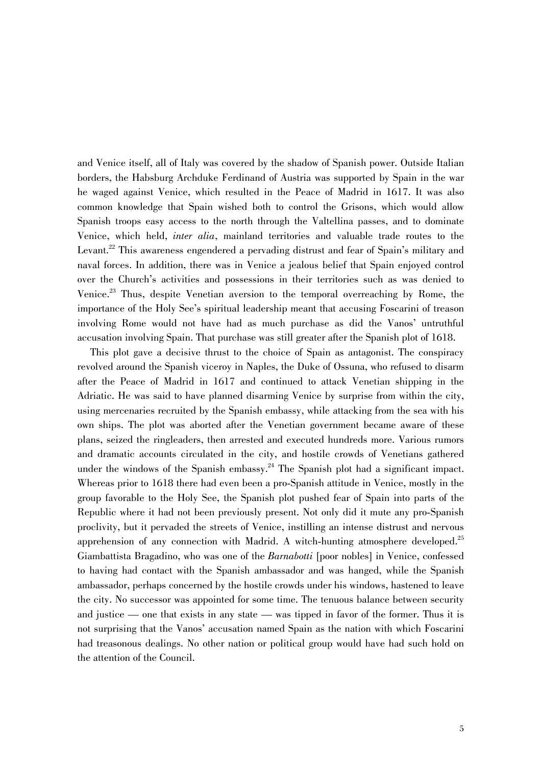and Venice itself, all of Italy was covered by the shadow of Spanish power. Outside Italian borders, the Habsburg Archduke Ferdinand of Austria was supported by Spain in the war he waged against Venice, which resulted in the Peace of Madrid in 1617. It was also common knowledge that Spain wished both to control the Grisons, which would allow Spanish troops easy access to the north through the Valtellina passes, and to dominate Venice, which held, *inter alia*, mainland territories and valuable trade routes to the Levant.[22] This awareness engendered a pervading distrust and fear of Spain's military and naval forces. In addition, there was in Venice a jealous belief that Spain enjoyed control over the Church's activities and possessions in their territories such as was denied to Venice.[23] Thus, despite Venetian aversion to the temporal overreaching by Rome, the importance of the Holy See's spiritual leadership meant that accusing Foscarini of treason involving Rome would not have had as much purchase as did the Vanos' untruthful accusation involving Spain. That purchase was still greater after the Spanish plot of 1618.

This plot gave a decisive thrust to the choice of Spain as antagonist. The conspiracy revolved around the Spanish viceroy in Naples, the Duke of Ossuna, who refused to disarm after the Peace of Madrid in 1617 and continued to attack Venetian shipping in the Adriatic. He was said to have planned disarming Venice by surprise from within the city, using mercenaries recruited by the Spanish embassy, while attacking from the sea with his own ships. The plot was aborted after the Venetian government became aware of these plans, seized the ringleaders, then arrested and executed hundreds more. Various rumors and dramatic accounts circulated in the city, and hostile crowds of Venetians gathered under the windows of the Spanish embassy.[24] The Spanish plot had a significant impact. Whereas prior to 1618 there had even been a pro-Spanish attitude in Venice, mostly in the group favorable to the Holy See, the Spanish plot pushed fear of Spain into parts of the Republic where it had not been previously present. Not only did it mute any pro-Spanish proclivity, but it pervaded the streets of Venice, instilling an intense distrust and nervous apprehension of any connection with Madrid. A witch-hunting atmosphere developed.[25] Giambattista Bragadino, who was one of the *Barnabotti* [poor nobles] in Venice, confessed to having had contact with the Spanish ambassador and was hanged, while the Spanish ambassador, perhaps concerned by the hostile crowds under his windows, hastened to leave the city. No successor was appointed for some time. The tenuous balance between security and justice — one that exists in any state — was tipped in favor of the former. Thus it is not surprising that the Vanos' accusation named Spain as the nation with which Foscarini had treasonous dealings. No other nation or political group would have had such hold on the attention of the Council.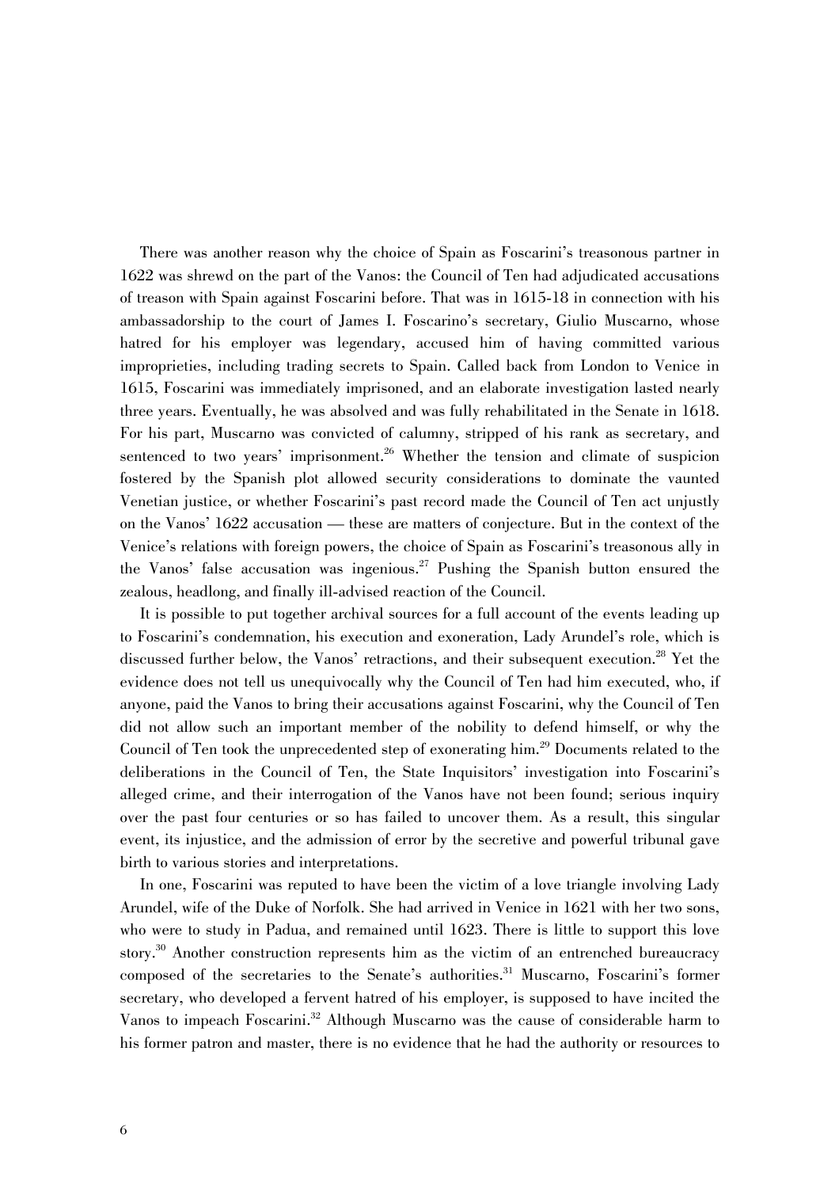There was another reason why the choice of Spain as Foscarini's treasonous partner in 1622 was shrewd on the part of the Vanos: the Council of Ten had adjudicated accusations of treason with Spain against Foscarini before. That was in 1615-18 in connection with his ambassadorship to the court of James I. Foscarino's secretary, Giulio Muscarno, whose hatred for his employer was legendary, accused him of having committed various improprieties, including trading secrets to Spain. Called back from London to Venice in 1615, Foscarini was immediately imprisoned, and an elaborate investigation lasted nearly three years. Eventually, he was absolved and was fully rehabilitated in the Senate in 1618. For his part, Muscarno was convicted of calumny, stripped of his rank as secretary, and sentenced to two years' imprisonment.[26] Whether the tension and climate of suspicion fostered by the Spanish plot allowed security considerations to dominate the vaunted Venetian justice, or whether Foscarini's past record made the Council of Ten act unjustly on the Vanos' 1622 accusation — these are matters of conjecture. But in the context of the Venice's relations with foreign powers, the choice of Spain as Foscarini's treasonous ally in the Vanos' false accusation was ingenious.[27] Pushing the Spanish button ensured the zealous, headlong, and finally ill-advised reaction of the Council.

It is possible to put together archival sources for a full account of the events leading up to Foscarini's condemnation, his execution and exoneration, Lady Arundel's role, which is discussed further below, the Vanos' retractions, and their subsequent execution.[28] Yet the evidence does not tell us unequivocally why the Council of Ten had him executed, who, if anyone, paid the Vanos to bring their accusations against Foscarini, why the Council of Ten did not allow such an important member of the nobility to defend himself, or why the Council of Ten took the unprecedented step of exonerating him.[29] Documents related to the deliberations in the Council of Ten, the State Inquisitors' investigation into Foscarini's alleged crime, and their interrogation of the Vanos have not been found; serious inquiry over the past four centuries or so has failed to uncover them. As a result, this singular event, its injustice, and the admission of error by the secretive and powerful tribunal gave birth to various stories and interpretations.

In one, Foscarini was reputed to have been the victim of a love triangle involving Lady Arundel, wife of the Duke of Norfolk. She had arrived in Venice in 1621 with her two sons, who were to study in Padua, and remained until 1623. There is little to support this love story.[30] Another construction represents him as the victim of an entrenched bureaucracy composed of the secretaries to the Senate's authorities.[31] Muscarno, Foscarini's former secretary, who developed a fervent hatred of his employer, is supposed to have incited the Vanos to impeach Foscarini.[32] Although Muscarno was the cause of considerable harm to his former patron and master, there is no evidence that he had the authority or resources to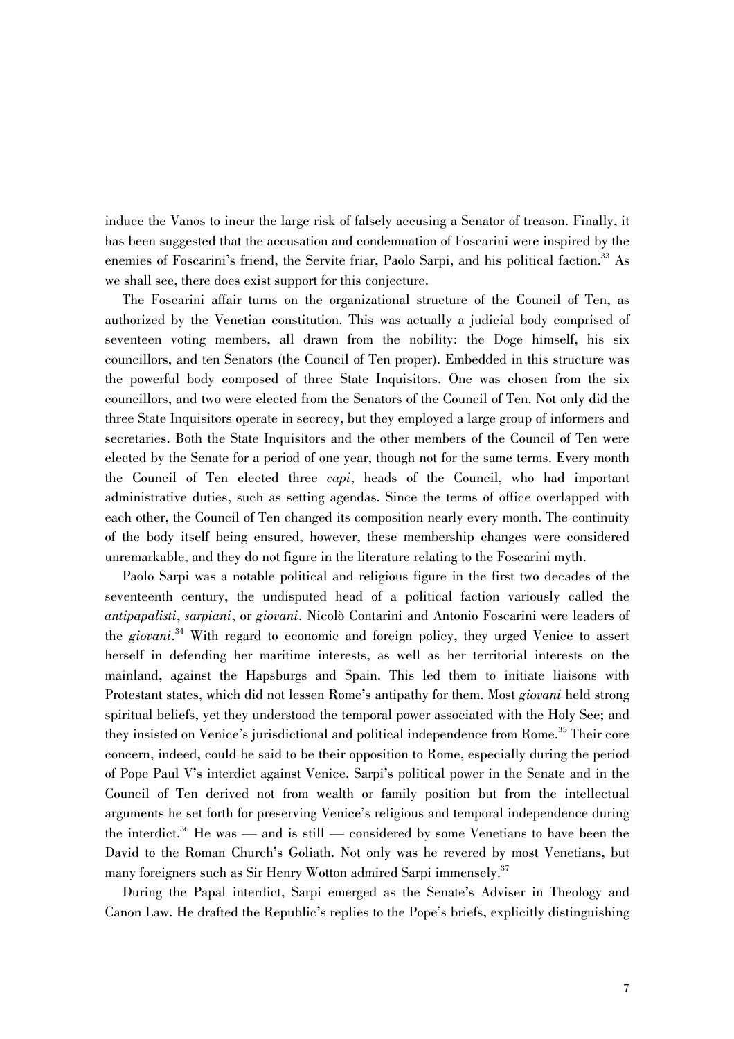induce the Vanos to incur the large risk of falsely accusing a Senator of treason. Finally, it has been suggested that the accusation and condemnation of Foscarini were inspired by the enemies of Foscarini's friend, the Servite friar, Paolo Sarpi, and his political faction.[33] As we shall see, there does exist support for this conjecture.

The Foscarini affair turns on the organizational structure of the Council of Ten, as authorized by the Venetian constitution. This was actually a judicial body comprised of seventeen voting members, all drawn from the nobility: the Doge himself, his six councillors, and ten Senators (the Council of Ten proper). Embedded in this structure was the powerful body composed of three State Inquisitors. One was chosen from the six councillors, and two were elected from the Senators of the Council of Ten. Not only did the three State Inquisitors operate in secrecy, but they employed a large group of informers and secretaries. Both the State Inquisitors and the other members of the Council of Ten were elected by the Senate for a period of one year, though not for the same terms. Every month the Council of Ten elected three *capi*, heads of the Council, who had important administrative duties, such as setting agendas. Since the terms of office overlapped with each other, the Council of Ten changed its composition nearly every month. The continuity of the body itself being ensured, however, these membership changes were considered unremarkable, and they do not figure in the literature relating to the Foscarini myth.

Paolo Sarpi was a notable political and religious figure in the first two decades of the seventeenth century, the undisputed head of a political faction variously called the *antipapalisti*, *sarpiani*, or *giovani*. Nicolò Contarini and Antonio Foscarini were leaders of the *giovani*.[34] With regard to economic and foreign policy, they urged Venice to assert herself in defending her maritime interests, as well as her territorial interests on the mainland, against the Hapsburgs and Spain. This led them to initiate liaisons with Protestant states, which did not lessen Rome's antipathy for them. Most *giovani* held strong spiritual beliefs, yet they understood the temporal power associated with the Holy See; and they insisted on Venice's jurisdictional and political independence from Rome.[35] Their core concern, indeed, could be said to be their opposition to Rome, especially during the period of Pope Paul V's interdict against Venice. Sarpi's political power in the Senate and in the Council of Ten derived not from wealth or family position but from the intellectual arguments he set forth for preserving Venice's religious and temporal independence during the interdict.[36] He was — and is still — considered by some Venetians to have been the David to the Roman Church's Goliath. Not only was he revered by most Venetians, but many foreigners such as Sir Henry Wotton admired Sarpi immensely.[37]

During the Papal interdict, Sarpi emerged as the Senate's Adviser in Theology and Canon Law. He drafted the Republic's replies to the Pope's briefs, explicitly distinguishing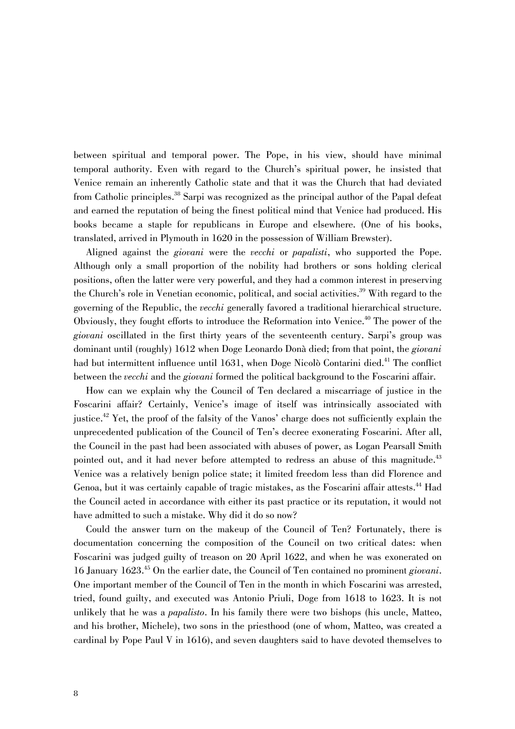between spiritual and temporal power. The Pope, in his view, should have minimal temporal authority. Even with regard to the Church's spiritual power, he insisted that Venice remain an inherently Catholic state and that it was the Church that had deviated from Catholic principles.[38] Sarpi was recognized as the principal author of the Papal defeat and earned the reputation of being the finest political mind that Venice had produced. His books became a staple for republicans in Europe and elsewhere. (One of his books, translated, arrived in Plymouth in 1620 in the possession of William Brewster).

Aligned against the *giovani* were the *vecchi* or *papalisti*, who supported the Pope. Although only a small proportion of the nobility had brothers or sons holding clerical positions, often the latter were very powerful, and they had a common interest in preserving the Church's role in Venetian economic, political, and social activities.[39] With regard to the governing of the Republic, the *vecchi* generally favored a traditional hierarchical structure. Obviously, they fought efforts to introduce the Reformation into Venice.[40] The power of the *giovani* oscillated in the first thirty years of the seventeenth century. Sarpi's group was dominant until (roughly) 1612 when Doge Leonardo Donà died; from that point, the *giovani* had but intermittent influence until 1631, when Doge Nicolò Contarini died.[41] The conflict between the *vecchi* and the *giovani* formed the political background to the Foscarini affair.

How can we explain why the Council of Ten declared a miscarriage of justice in the Foscarini affair? Certainly, Venice's image of itself was intrinsically associated with justice.[42] Yet, the proof of the falsity of the Vanos' charge does not sufficiently explain the unprecedented publication of the Council of Ten's decree exonerating Foscarini. After all, the Council in the past had been associated with abuses of power, as Logan Pearsall Smith pointed out, and it had never before attempted to redress an abuse of this magnitude.[43] Venice was a relatively benign police state; it limited freedom less than did Florence and Genoa, but it was certainly capable of tragic mistakes, as the Foscarini affair attests.[44] Had the Council acted in accordance with either its past practice or its reputation, it would not have admitted to such a mistake. Why did it do so now?

Could the answer turn on the makeup of the Council of Ten? Fortunately, there is documentation concerning the composition of the Council on two critical dates: when Foscarini was judged guilty of treason on 20 April 1622, and when he was exonerated on 16 January 1623.[45] On the earlier date, the Council of Ten contained no prominent *giovani*. One important member of the Council of Ten in the month in which Foscarini was arrested, tried, found guilty, and executed was Antonio Priuli, Doge from 1618 to 1623. It is not unlikely that he was a *papalisto*. In his family there were two bishops (his uncle, Matteo, and his brother, Michele), two sons in the priesthood (one of whom, Matteo, was created a cardinal by Pope Paul V in 1616), and seven daughters said to have devoted themselves to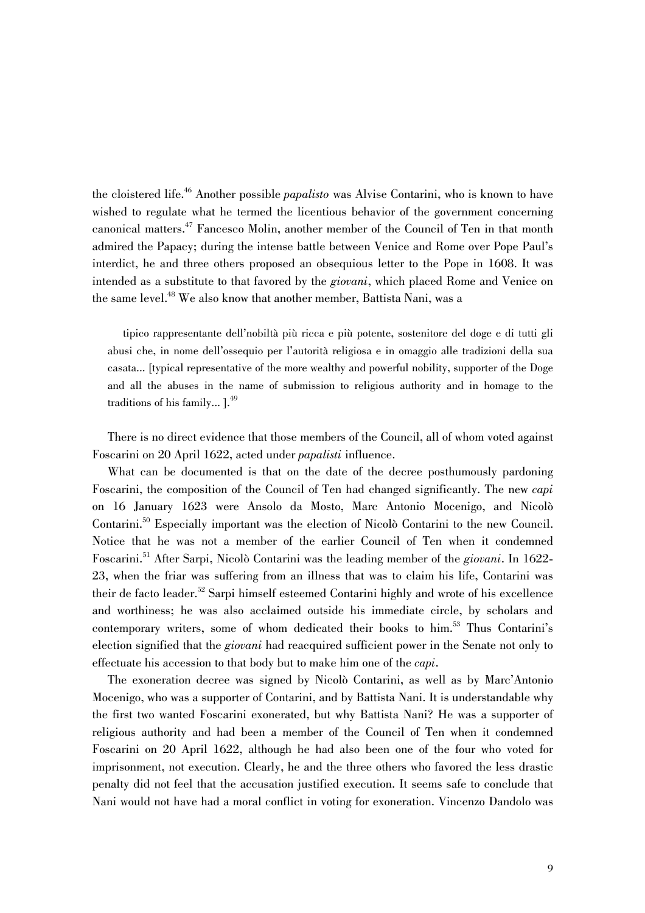the cloistered life.[46] Another possible *papalisto* was Alvise Contarini, who is known to have wished to regulate what he termed the licentious behavior of the government concerning canonical matters.[47] Fancesco Molin, another member of the Council of Ten in that month admired the Papacy; during the intense battle between Venice and Rome over Pope Paul's interdict, he and three others proposed an obsequious letter to the Pope in 1608. It was intended as a substitute to that favored by the *giovani*, which placed Rome and Venice on the same level.[48] We also know that another member, Battista Nani, was a

> tipico rappresentante dell'nobiltà più ricca e più potente, sostenitore del doge e di tutti gli abusi che, in nome dell'ossequio per l'autorità religiosa e in omaggio alle tradizioni della sua casata... [typical representative of the more wealthy and powerful nobility, supporter of the Doge and all the abuses in the name of submission to religious authority and in homage to the traditions of his family... ].[49]

There is no direct evidence that those members of the Council, all of whom voted against Foscarini on 20 April 1622, acted under *papalisti* influence.

What can be documented is that on the date of the decree posthumously pardoning Foscarini, the composition of the Council of Ten had changed significantly. The new *capi* on 16 January 1623 were Ansolo da Mosto, Marc Antonio Mocenigo, and Nicolò Contarini.[50] Especially important was the election of Nicolò Contarini to the new Council. Notice that he was not a member of the earlier Council of Ten when it condemned Foscarini.[51] After Sarpi, Nicolò Contarini was the leading member of the *giovani*. In 1622-23, when the friar was suffering from an illness that was to claim his life, Contarini was their de facto leader.[52] Sarpi himself esteemed Contarini highly and wrote of his excellence and worthiness; he was also acclaimed outside his immediate circle, by scholars and contemporary writers, some of whom dedicated their books to him.[53] Thus Contarini's election signified that the *giovani* had reacquired sufficient power in the Senate not only to effectuate his accession to that body but to make him one of the *capi*.

The exoneration decree was signed by Nicolò Contarini, as well as by Marc'Antonio Mocenigo, who was a supporter of Contarini, and by Battista Nani. It is understandable why the first two wanted Foscarini exonerated, but why Battista Nani? He was a supporter of religious authority and had been a member of the Council of Ten when it condemned Foscarini on 20 April 1622, although he had also been one of the four who voted for imprisonment, not execution. Clearly, he and the three others who favored the less drastic penalty did not feel that the accusation justified execution. It seems safe to conclude that Nani would not have had a moral conflict in voting for exoneration. Vincenzo Dandolo was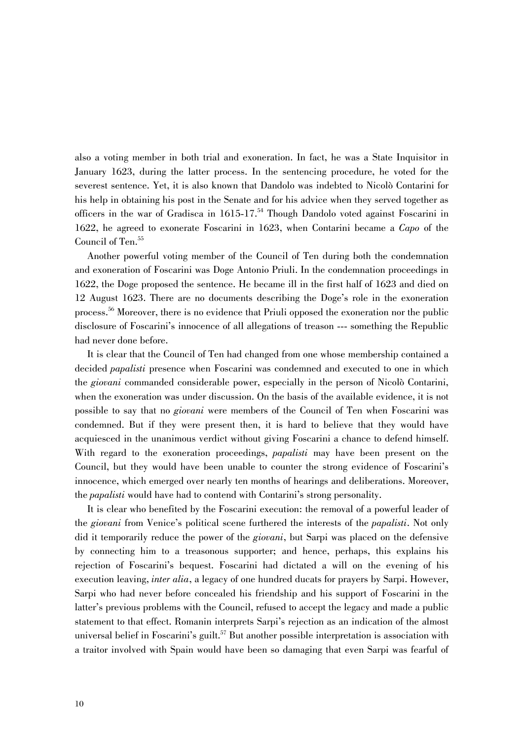also a voting member in both trial and exoneration. In fact, he was a State Inquisitor in January 1623, during the latter process. In the sentencing procedure, he voted for the severest sentence. Yet, it is also known that Dandolo was indebted to Nicolò Contarini for his help in obtaining his post in the Senate and for his advice when they served together as officers in the war of Gradisca in 1615-17.[54] Though Dandolo voted against Foscarini in 1622, he agreed to exonerate Foscarini in 1623, when Contarini became a *Capo* of the Council of Ten.[55]

Another powerful voting member of the Council of Ten during both the condemnation and exoneration of Foscarini was Doge Antonio Priuli. In the condemnation proceedings in 1622, the Doge proposed the sentence. He became ill in the first half of 1623 and died on 12 August 1623. There are no documents describing the Doge's role in the exoneration process.[56] Moreover, there is no evidence that Priuli opposed the exoneration nor the public disclosure of Foscarini's innocence of all allegations of treason --- something the Republic had never done before.

It is clear that the Council of Ten had changed from one whose membership contained a decided *papalisti* presence when Foscarini was condemned and executed to one in which the *giovani* commanded considerable power, especially in the person of Nicolò Contarini, when the exoneration was under discussion. On the basis of the available evidence, it is not possible to say that no *giovani* were members of the Council of Ten when Foscarini was condemned. But if they were present then, it is hard to believe that they would have acquiesced in the unanimous verdict without giving Foscarini a chance to defend himself. With regard to the exoneration proceedings, *papalisti* may have been present on the Council, but they would have been unable to counter the strong evidence of Foscarini's innocence, which emerged over nearly ten months of hearings and deliberations. Moreover, the *papalisti* would have had to contend with Contarini's strong personality.

It is clear who benefited by the Foscarini execution: the removal of a powerful leader of the *giovani* from Venice's political scene furthered the interests of the *papalisti*. Not only did it temporarily reduce the power of the *giovani*, but Sarpi was placed on the defensive by connecting him to a treasonous supporter; and hence, perhaps, this explains his rejection of Foscarini's bequest. Foscarini had dictated a will on the evening of his execution leaving, *inter alia*, a legacy of one hundred ducats for prayers by Sarpi. However, Sarpi who had never before concealed his friendship and his support of Foscarini in the latter's previous problems with the Council, refused to accept the legacy and made a public statement to that effect. Romanin interprets Sarpi's rejection as an indication of the almost universal belief in Foscarini's guilt.[57] But another possible interpretation is association with a traitor involved with Spain would have been so damaging that even Sarpi was fearful of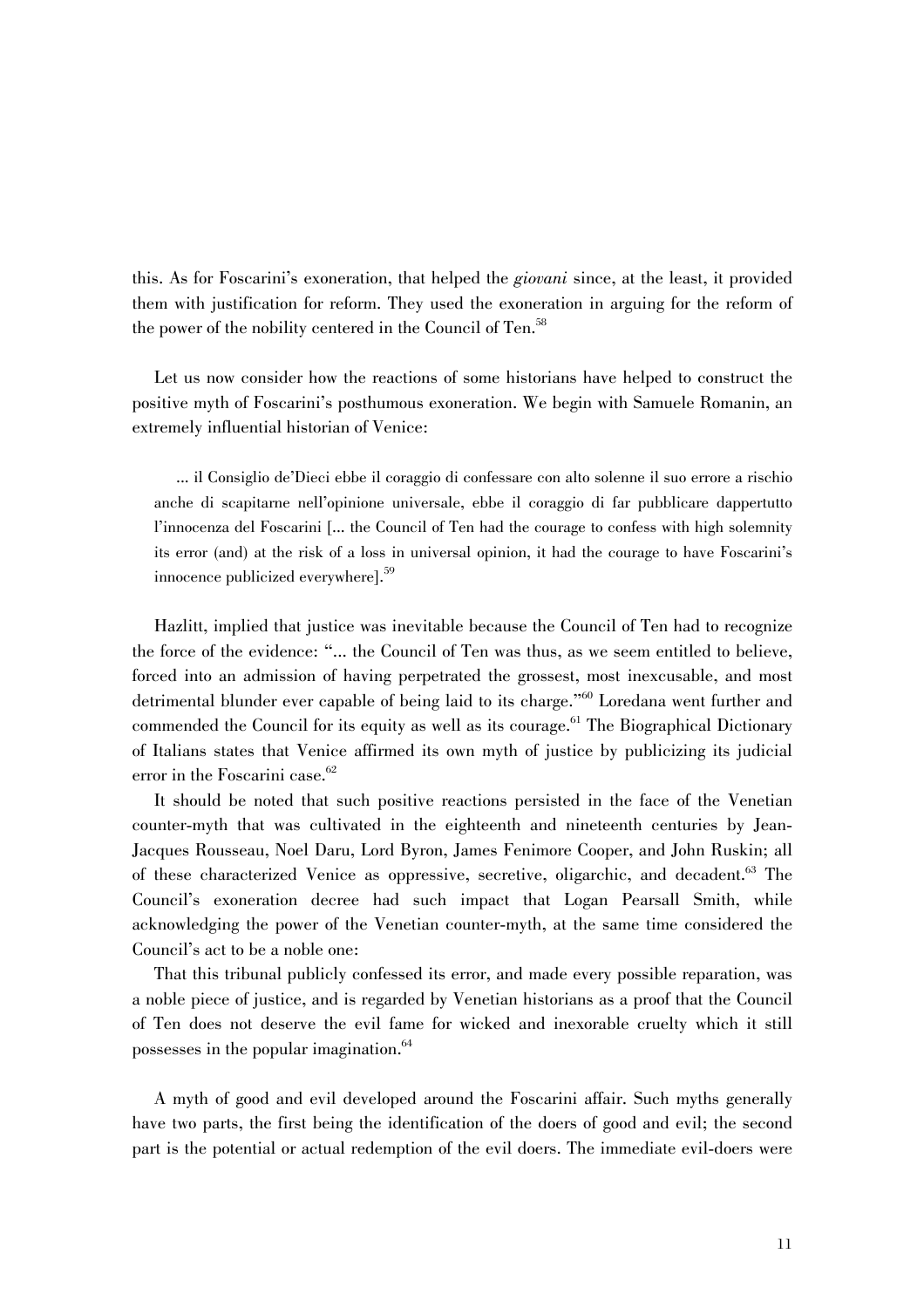this. As for Foscarini's exoneration, that helped the *giovani* since, at the least, it provided them with justification for reform. They used the exoneration in arguing for the reform of the power of the nobility centered in the Council of Ten.[58]

Let us now consider how the reactions of some historians have helped to construct the positive myth of Foscarini's posthumous exoneration. We begin with Samuele Romanin, an extremely influential historian of Venice:

> ... il Consiglio de'Dieci ebbe il coraggio di confessare con alto solenne il suo errore a rischio anche di scapitarne nell'opinione universale, ebbe il coraggio di far pubblicare dappertutto l'innocenza del Foscarini [... the Council of Ten had the courage to confess with high solemnity its error (and) at the risk of a loss in universal opinion, it had the courage to have Foscarini's innocence publicized everywhere].[59]

Hazlitt, implied that justice was inevitable because the Council of Ten had to recognize the force of the evidence: "... the Council of Ten was thus, as we seem entitled to believe, forced into an admission of having perpetrated the grossest, most inexcusable, and most detrimental blunder ever capable of being laid to its charge."[60] Loredana went further and commended the Council for its equity as well as its courage.[61] The Biographical Dictionary of Italians states that Venice affirmed its own myth of justice by publicizing its judicial error in the Foscarini case.[62]

It should be noted that such positive reactions persisted in the face of the Venetian counter-myth that was cultivated in the eighteenth and nineteenth centuries by Jean-Jacques Rousseau, Noel Daru, Lord Byron, James Fenimore Cooper, and John Ruskin; all of these characterized Venice as oppressive, secretive, oligarchic, and decadent.[63] The Council's exoneration decree had such impact that Logan Pearsall Smith, while acknowledging the power of the Venetian counter-myth, at the same time considered the Council's act to be a noble one:

That this tribunal publicly confessed its error, and made every possible reparation, was a noble piece of justice, and is regarded by Venetian historians as a proof that the Council of Ten does not deserve the evil fame for wicked and inexorable cruelty which it still possesses in the popular imagination.[64]

A myth of good and evil developed around the Foscarini affair. Such myths generally have two parts, the first being the identification of the doers of good and evil; the second part is the potential or actual redemption of the evil doers. The immediate evil-doers were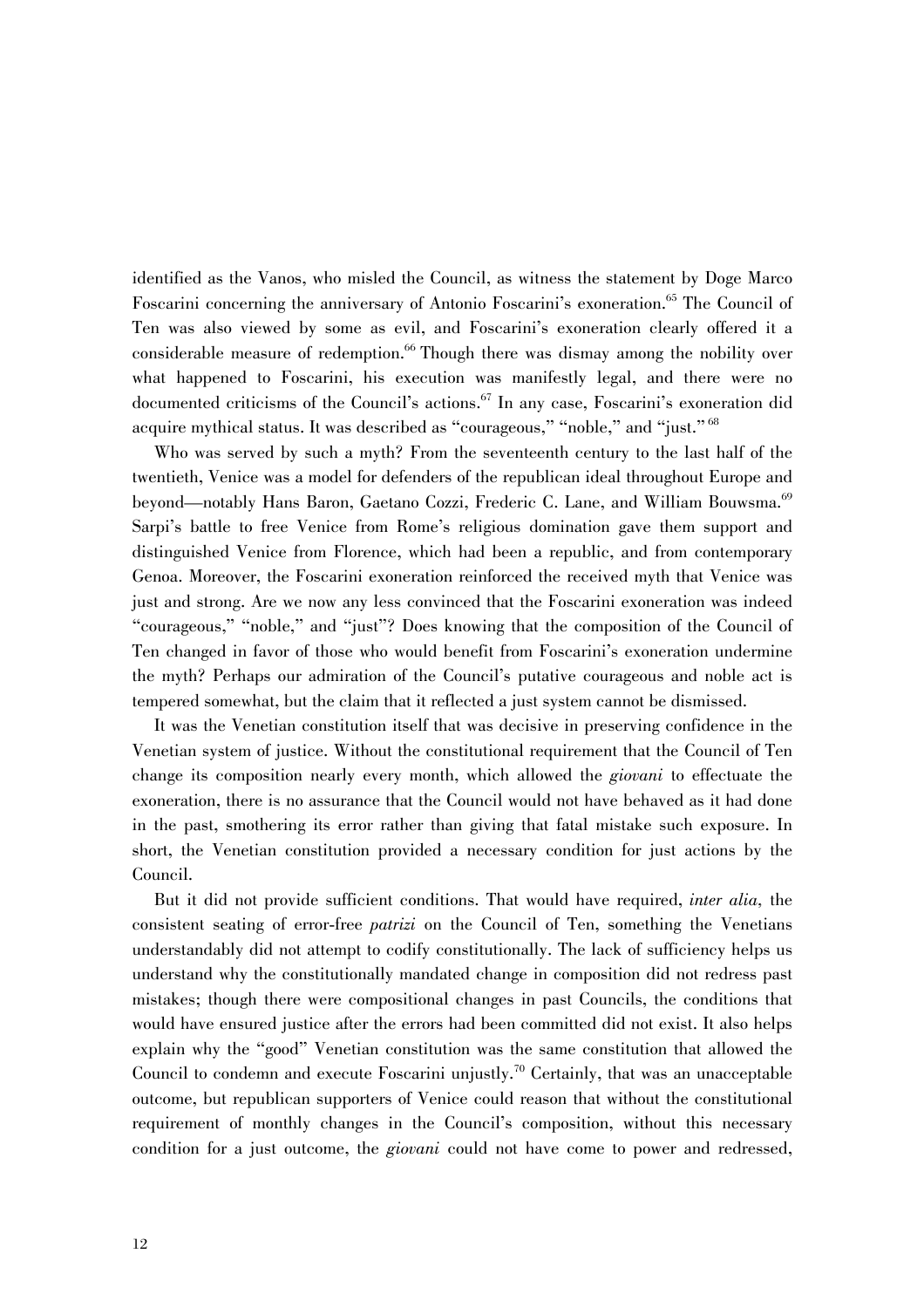identified as the Vanos, who misled the Council, as witness the statement by Doge Marco Foscarini concerning the anniversary of Antonio Foscarini's exoneration.[65] The Council of Ten was also viewed by some as evil, and Foscarini's exoneration clearly offered it a considerable measure of redemption.[66] Though there was dismay among the nobility over what happened to Foscarini, his execution was manifestly legal, and there were no documented criticisms of the Council's actions.[67] In any case, Foscarini's exoneration did acquire mythical status. It was described as "courageous," "noble," and "just."[68]

Who was served by such a myth? From the seventeenth century to the last half of the twentieth, Venice was a model for defenders of the republican ideal throughout Europe and beyond—notably Hans Baron, Gaetano Cozzi, Frederic C. Lane, and William Bouwsma.[69] Sarpi's battle to free Venice from Rome's religious domination gave them support and distinguished Venice from Florence, which had been a republic, and from contemporary Genoa. Moreover, the Foscarini exoneration reinforced the received myth that Venice was just and strong. Are we now any less convinced that the Foscarini exoneration was indeed "courageous," "noble," and "just"? Does knowing that the composition of the Council of Ten changed in favor of those who would benefit from Foscarini's exoneration undermine the myth? Perhaps our admiration of the Council's putative courageous and noble act is tempered somewhat, but the claim that it reflected a just system cannot be dismissed.

It was the Venetian constitution itself that was decisive in preserving confidence in the Venetian system of justice. Without the constitutional requirement that the Council of Ten change its composition nearly every month, which allowed the *giovani* to effectuate the exoneration, there is no assurance that the Council would not have behaved as it had done in the past, smothering its error rather than giving that fatal mistake such exposure. In short, the Venetian constitution provided a necessary condition for just actions by the Council.

But it did not provide sufficient conditions. That would have required, *inter alia*, the consistent seating of error-free *patrizi* on the Council of Ten, something the Venetians understandably did not attempt to codify constitutionally. The lack of sufficiency helps us understand why the constitutionally mandated change in composition did not redress past mistakes; though there were compositional changes in past Councils, the conditions that would have ensured justice after the errors had been committed did not exist. It also helps explain why the "good" Venetian constitution was the same constitution that allowed the Council to condemn and execute Foscarini unjustly.[70] Certainly, that was an unacceptable outcome, but republican supporters of Venice could reason that without the constitutional requirement of monthly changes in the Council's composition, without this necessary condition for a just outcome, the *giovani* could not have come to power and redressed,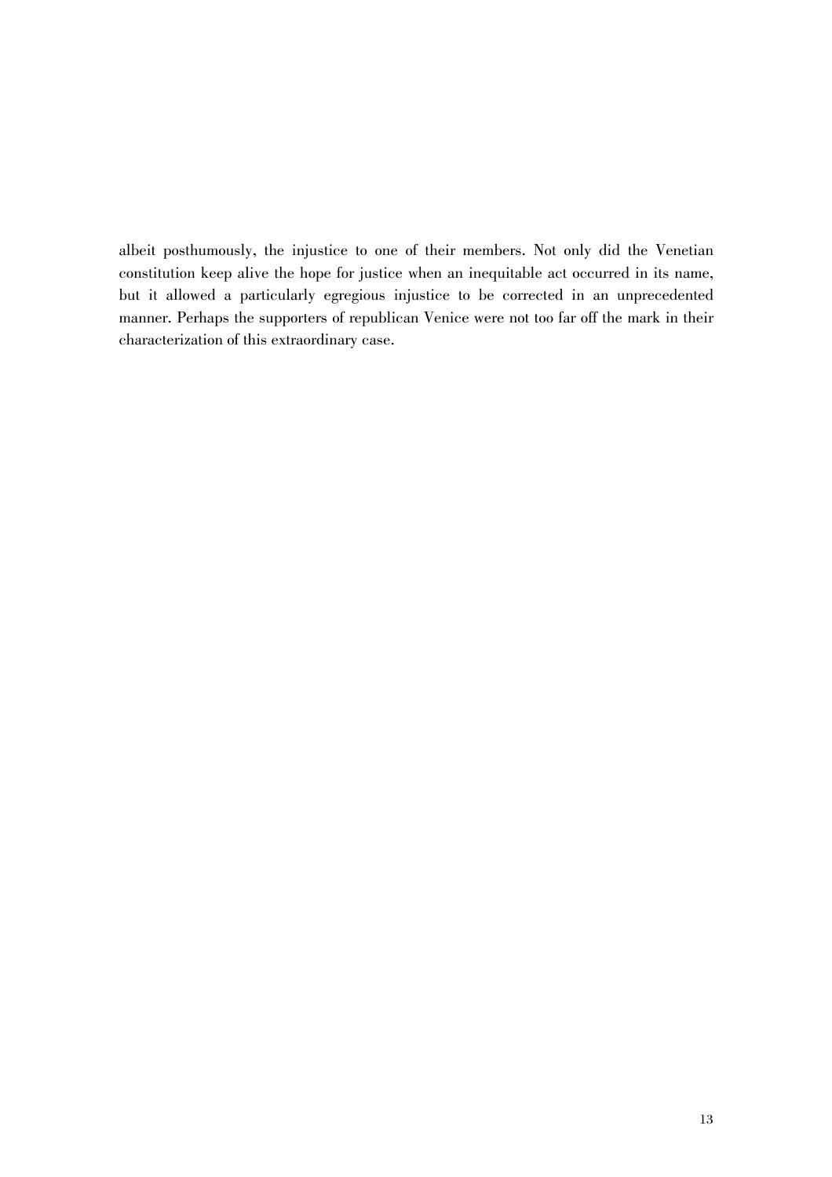albeit posthumously, the injustice to one of their members. Not only did the Venetian constitution keep alive the hope for justice when an inequitable act occurred in its name, but it allowed a particularly egregious injustice to be corrected in an unprecedented manner. Perhaps the supporters of republican Venice were not too far off the mark in their characterization of this extraordinary case.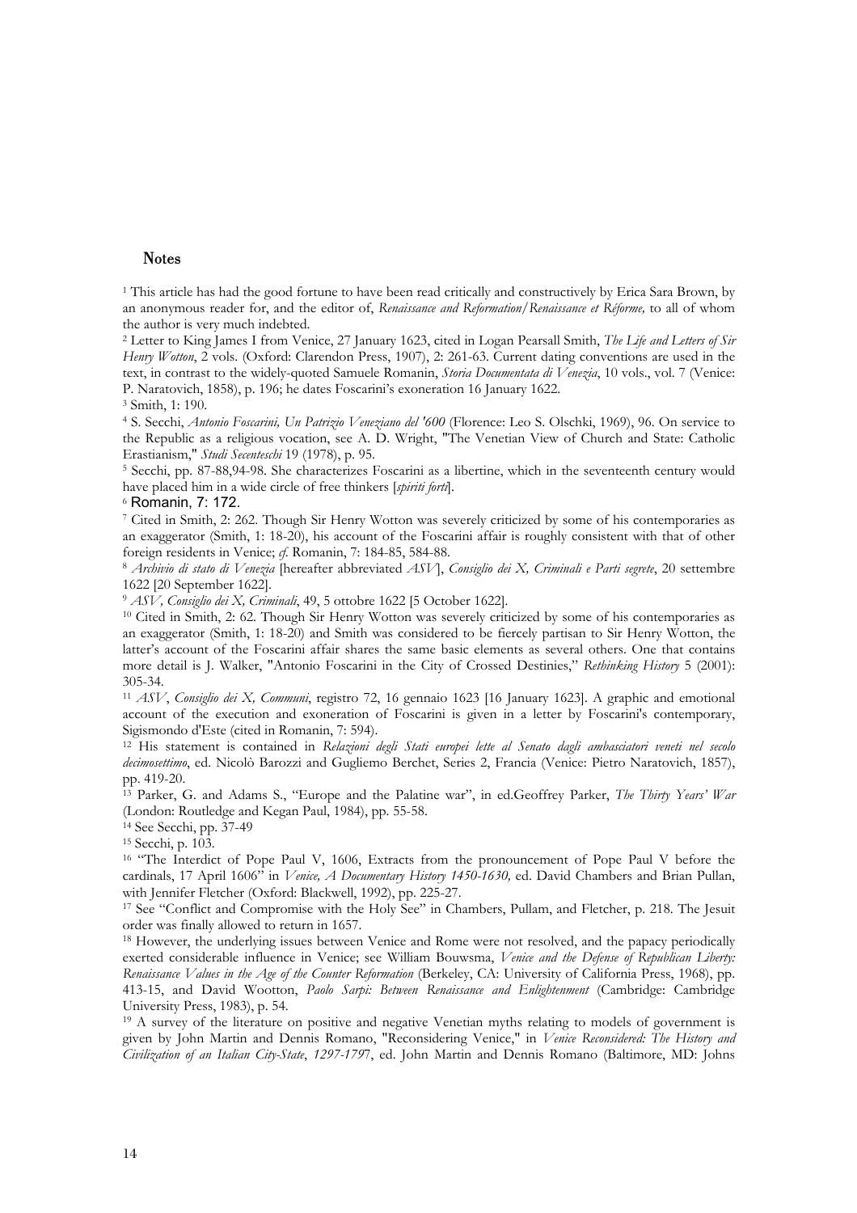## Notes

[1] This article has had the good fortune to have been read critically and constructively by Erica Sara Brown, by an anonymous reader for, and the editor of, *Renaissance and Reformation/Renaissance et Réforme,* to all of whom the author is very much indebted.

[2] Letter to King James I from Venice, 27 January 1623, cited in Logan Pearsall Smith, *The Life and Letters of Sir Henry Wotton*, 2 vols. (Oxford: Clarendon Press, 1907), 2: 261-63. Current dating conventions are used in the text, in contrast to the widely-quoted Samuele Romanin, *Storia Documentata di Venezia*, 10 vols., vol. 7 (Venice: P. Naratovich, 1858), p. 196; he dates Foscarini's exoneration 16 January 1622.

[3] Smith, 1: 190.

[4] S. Secchi, *Antonio Foscarini, Un Patrizio Veneziano del '600* (Florence: Leo S. Olschki, 1969), 96. On service to the Republic as a religious vocation, see A. D. Wright, "The Venetian View of Church and State: Catholic Erastianism," *Studi Secenteschi* 19 (1978), p. 95.

[5] Secchi, pp. 87-88,94-98. She characterizes Foscarini as a libertine, which in the seventeenth century would have placed him in a wide circle of free thinkers [*spiriti forti*].

[6] Romanin, 7: 172.

[7] Cited in Smith, 2: 262. Though Sir Henry Wotton was severely criticized by some of his contemporaries as an exaggerator (Smith, 1: 18-20), his account of the Foscarini affair is roughly consistent with that of other foreign residents in Venice; *cf.* Romanin, 7: 184-85, 584-88.

[8] *Archivio di stato di Venezia* [hereafter abbreviated *ASV*], *Consiglio dei X, Criminali e Parti segrete*, 20 settembre 1622 [20 September 1622].

[9] *ASV, Consiglio dei X, Criminali*, 49, 5 ottobre 1622 [5 October 1622].

[10] Cited in Smith, 2: 62. Though Sir Henry Wotton was severely criticized by some of his contemporaries as an exaggerator (Smith, 1: 18-20) and Smith was considered to be fiercely partisan to Sir Henry Wotton, the latter's account of the Foscarini affair shares the same basic elements as several others. One that contains more detail is J. Walker, "Antonio Foscarini in the City of Crossed Destinies," *Rethinking History* 5 (2001): 305-34.

[11] *ASV*, *Consiglio dei X, Communi*, registro 72, 16 gennaio 1623 [16 January 1623]. A graphic and emotional account of the execution and exoneration of Foscarini is given in a letter by Foscarini's contemporary, Sigismondo d'Este (cited in Romanin, 7: 594).

[12] His statement is contained in *Relazioni degli Stati europei lette al Senato dagli ambasciatori veneti nel secolo decimosettimo*, ed. Nicolò Barozzi and Gugliemo Berchet, Series 2, Francia (Venice: Pietro Naratovich, 1857), pp. 419-20.

[13] Parker, G. and Adams S., "Europe and the Palatine war", in ed.Geoffrey Parker, *The Thirty Years' War* (London: Routledge and Kegan Paul, 1984), pp. 55-58.

[14] See Secchi, pp. 37-49

[15] Secchi, p. 103.

[16] "The Interdict of Pope Paul V, 1606, Extracts from the pronouncement of Pope Paul V before the cardinals, 17 April 1606" in *Venice, A Documentary History 1450-1630,* ed. David Chambers and Brian Pullan, with Jennifer Fletcher (Oxford: Blackwell, 1992), pp. 225-27.

[17] See "Conflict and Compromise with the Holy See" in Chambers, Pullam, and Fletcher, p. 218. The Jesuit order was finally allowed to return in 1657.

[18] However, the underlying issues between Venice and Rome were not resolved, and the papacy periodically exerted considerable influence in Venice; see William Bouwsma, *Venice and the Defense of Republican Liberty: Renaissance Values in the Age of the Counter Reformation* (Berkeley, CA: University of California Press, 1968), pp. 413-15, and David Wootton, *Paolo Sarpi: Between Renaissance and Enlightenment* (Cambridge: Cambridge University Press, 1983), p. 54.

[19] A survey of the literature on positive and negative Venetian myths relating to models of government is given by John Martin and Dennis Romano, "Reconsidering Venice," in *Venice Reconsidered: The History and Civilization of an Italian City-State*, *1297-1797*, ed. John Martin and Dennis Romano (Baltimore, MD: Johns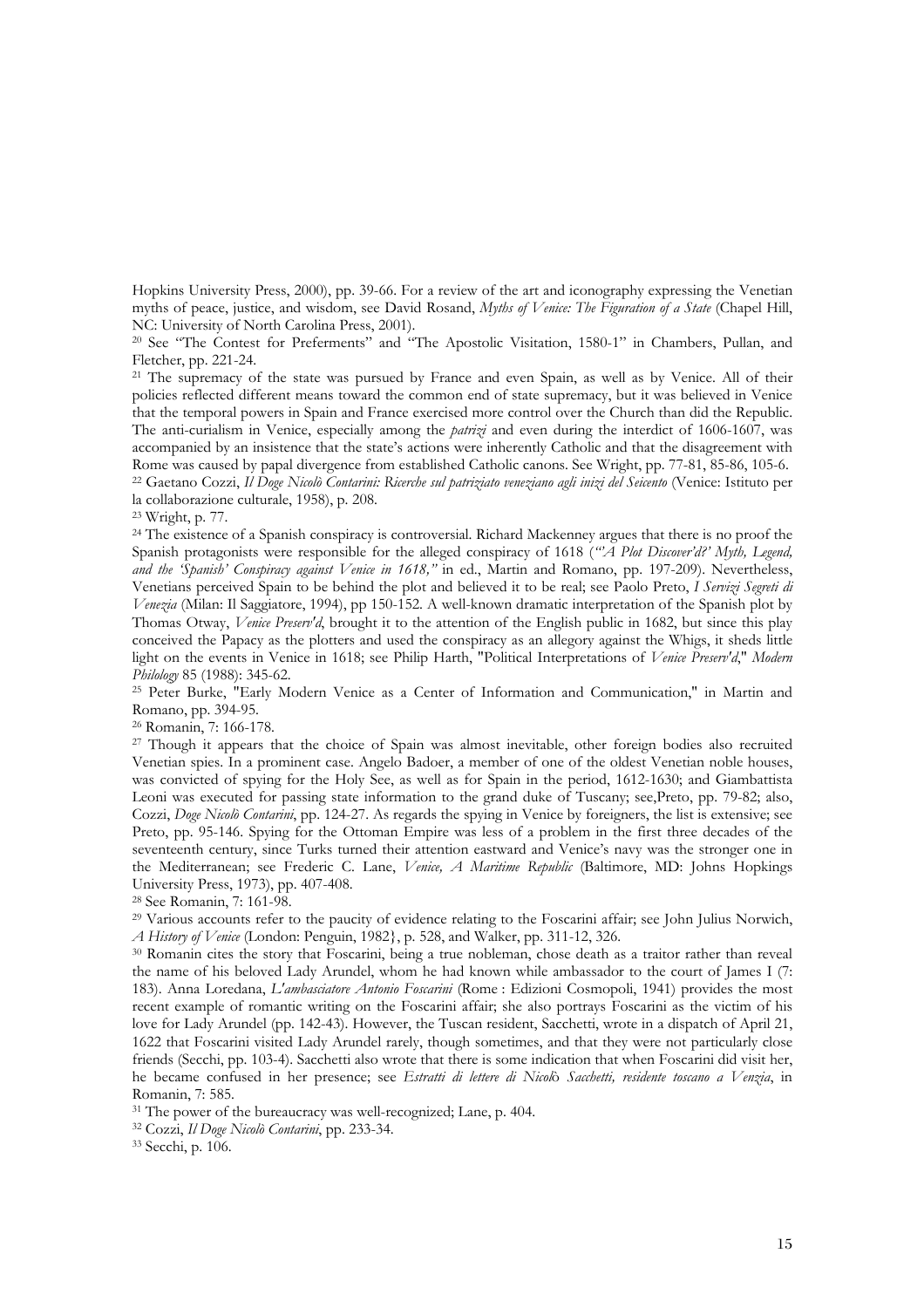Hopkins University Press, 2000), pp. 39-66. For a review of the art and iconography expressing the Venetian myths of peace, justice, and wisdom, see David Rosand, *Myths of Venice: The Figuration of a State* (Chapel Hill, NC: University of North Carolina Press, 2001).

[20] See "The Contest for Preferments" and "The Apostolic Visitation, 1580-1" in Chambers, Pullan, and Fletcher, pp. 221-24.

[21] The supremacy of the state was pursued by France and even Spain, as well as by Venice. All of their policies reflected different means toward the common end of state supremacy, but it was believed in Venice that the temporal powers in Spain and France exercised more control over the Church than did the Republic. The anti-curialism in Venice, especially among the *patrizi* and even during the interdict of 1606-1607, was accompanied by an insistence that the state's actions were inherently Catholic and that the disagreement with Rome was caused by papal divergence from established Catholic canons. See Wright, pp. 77-81, 85-86, 105-6.

[22] Gaetano Cozzi, *Il Doge Nicolò Contarini: Ricerche sul patriziato veneziano agli inizi del Seicento* (Venice: Istituto per la collaborazione culturale, 1958), p. 208.

[23] Wright, p. 77.

[24] The existence of a Spanish conspiracy is controversial. Richard Mackenney argues that there is no proof the Spanish protagonists were responsible for the alleged conspiracy of 1618 (*"'A Plot Discover'd?' Myth, Legend, and the 'Spanish' Conspiracy against Venice in 1618,"* in ed., Martin and Romano, pp. 197-209). Nevertheless, Venetians perceived Spain to be behind the plot and believed it to be real; see Paolo Preto, *I Servizi Segreti di Venezia* (Milan: Il Saggiatore, 1994), pp 150-152. A well-known dramatic interpretation of the Spanish plot by Thomas Otway, *Venice Preserv'd*, brought it to the attention of the English public in 1682, but since this play conceived the Papacy as the plotters and used the conspiracy as an allegory against the Whigs, it sheds little light on the events in Venice in 1618; see Philip Harth, "Political Interpretations of *Venice Preserv'd*," *Modern Philology* 85 (1988): 345-62.

[25] Peter Burke, "Early Modern Venice as a Center of Information and Communication," in Martin and Romano, pp. 394-95.

[26] Romanin, 7: 166-178.

[27] Though it appears that the choice of Spain was almost inevitable, other foreign bodies also recruited Venetian spies. In a prominent case. Angelo Badoer, a member of one of the oldest Venetian noble houses, was convicted of spying for the Holy See, as well as for Spain in the period, 1612-1630; and Giambattista Leoni was executed for passing state information to the grand duke of Tuscany; see,Preto, pp. 79-82; also, Cozzi, *Doge Nicolò Contarini*, pp. 124-27. As regards the spying in Venice by foreigners, the list is extensive; see Preto, pp. 95-146. Spying for the Ottoman Empire was less of a problem in the first three decades of the seventeenth century, since Turks turned their attention eastward and Venice's navy was the stronger one in the Mediterranean; see Frederic C. Lane, *Venice, A Maritime Republic* (Baltimore, MD: Johns Hopkings University Press, 1973), pp. 407-408.

[28] See Romanin, 7: 161-98.

[29] Various accounts refer to the paucity of evidence relating to the Foscarini affair; see John Julius Norwich, *A History of Venice* (London: Penguin, 1982}, p. 528, and Walker, pp. 311-12, 326.

[30] Romanin cites the story that Foscarini, being a true nobleman, chose death as a traitor rather than reveal the name of his beloved Lady Arundel, whom he had known while ambassador to the court of James I (7: 183). Anna Loredana, *L'ambasciatore Antonio Foscarini* (Rome : Edizioni Cosmopoli, 1941) provides the most recent example of romantic writing on the Foscarini affair; she also portrays Foscarini as the victim of his love for Lady Arundel (pp. 142-43). However, the Tuscan resident, Sacchetti, wrote in a dispatch of April 21, 1622 that Foscarini visited Lady Arundel rarely, though sometimes, and that they were not particularly close friends (Secchi, pp. 103-4). Sacchetti also wrote that there is some indication that when Foscarini did visit her, he became confused in her presence; see *Estratti di lettere di Nicolò Sacchetti, residente toscano a Venzia*, in Romanin, 7: 585.

[31] The power of the bureaucracy was well-recognized; Lane, p. 404.

[32] Cozzi, *Il Doge Nicolò Contarini*, pp. 233-34.

[33] Secchi, p. 106.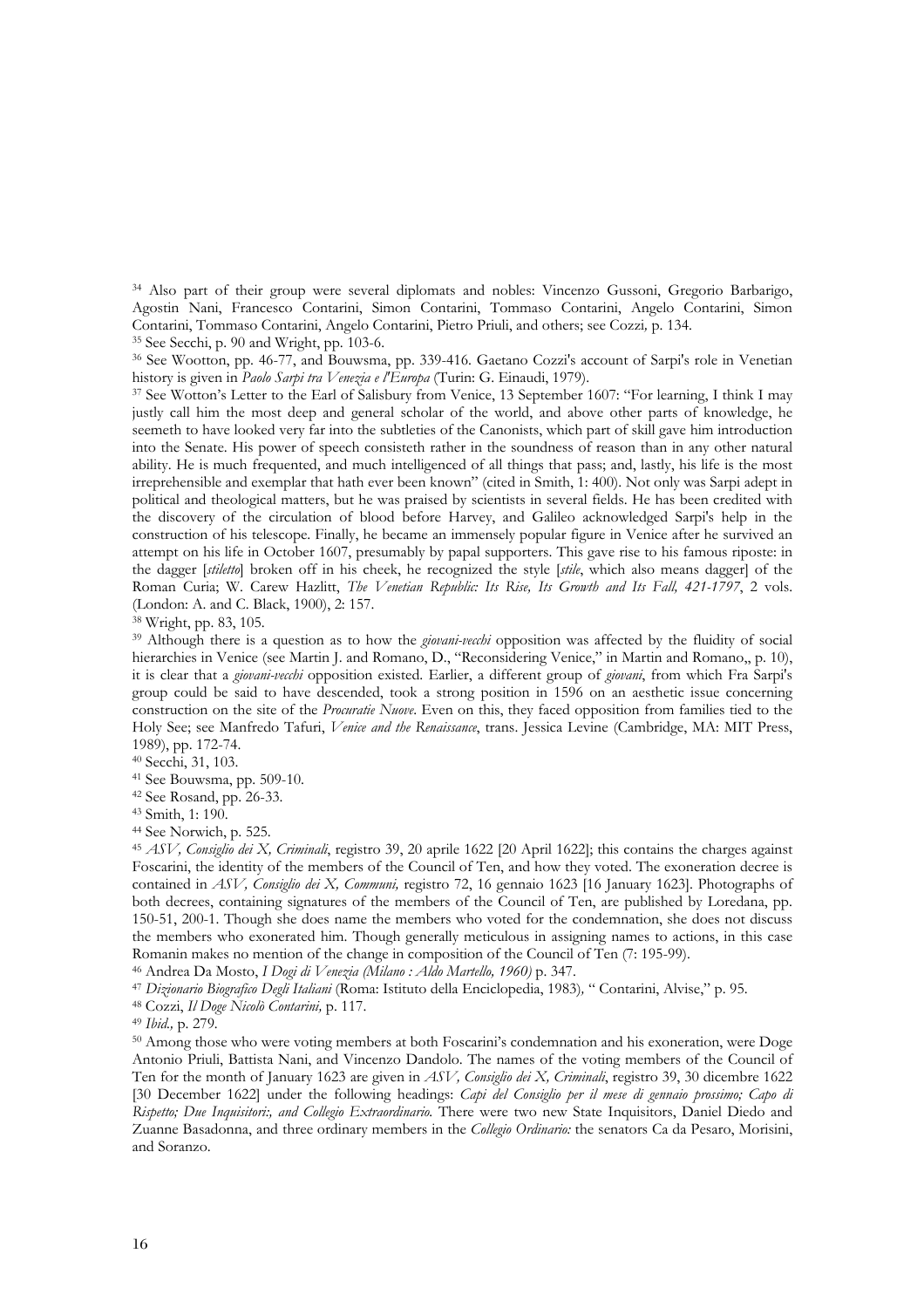[34] Also part of their group were several diplomats and nobles: Vincenzo Gussoni, Gregorio Barbarigo, Agostin Nani, Francesco Contarini, Simon Contarini, Tommaso Contarini, Angelo Contarini, Simon Contarini, Tommaso Contarini, Angelo Contarini, Pietro Priuli, and others; see Cozzi, p. 134.

[35] See Secchi, p. 90 and Wright, pp. 103-6.

[36] See Wootton, pp. 46-77, and Bouwsma, pp. 339-416. Gaetano Cozzi's account of Sarpi's role in Venetian history is given in *Paolo Sarpi tra Venezia e l'Europa* (Turin: G. Einaudi, 1979).

[37] See Wotton's Letter to the Earl of Salisbury from Venice, 13 September 1607: "For learning, I think I may justly call him the most deep and general scholar of the world, and above other parts of knowledge, he seemeth to have looked very far into the subtleties of the Canonists, which part of skill gave him introduction into the Senate. His power of speech consisteth rather in the soundness of reason than in any other natural ability. He is much frequented, and much intelligenced of all things that pass; and, lastly, his life is the most irreprehensible and exemplar that hath ever been known" (cited in Smith, 1: 400). Not only was Sarpi adept in political and theological matters, but he was praised by scientists in several fields. He has been credited with the discovery of the circulation of blood before Harvey, and Galileo acknowledged Sarpi's help in the construction of his telescope. Finally, he became an immensely popular figure in Venice after he survived an attempt on his life in October 1607, presumably by papal supporters. This gave rise to his famous riposte: in the dagger [*stiletto*] broken off in his cheek, he recognized the style [*stile*, which also means dagger] of the Roman Curia; W. Carew Hazlitt, *The Venetian Republic: Its Rise, Its Growth and Its Fall, 421-1797*, 2 vols. (London: A. and C. Black, 1900), 2: 157.

[38] Wright, pp. 83, 105.

[39] Although there is a question as to how the *giovani-vecchi* opposition was affected by the fluidity of social hierarchies in Venice (see Martin J. and Romano, D., "Reconsidering Venice," in Martin and Romano,, p. 10), it is clear that a *giovani-vecchi* opposition existed. Earlier, a different group of *giovani*, from which Fra Sarpi's group could be said to have descended, took a strong position in 1596 on an aesthetic issue concerning construction on the site of the *Procuratie Nuove*. Even on this, they faced opposition from families tied to the Holy See; see Manfredo Tafuri, *Venice and the Renaissance*, trans. Jessica Levine (Cambridge, MA: MIT Press, 1989), pp. 172-74.

[40] Secchi, 31, 103.

[41] See Bouwsma, pp. 509-10.

[42] See Rosand, pp. 26-33.

[43] Smith, 1: 190.

[44] See Norwich, p. 525.

[45] *ASV, Consiglio dei X, Criminali*, registro 39, 20 aprile 1622 [20 April 1622]; this contains the charges against Foscarini, the identity of the members of the Council of Ten, and how they voted. The exoneration decree is contained in *ASV, Consiglio dei X, Communi,* registro 72, 16 gennaio 1623 [16 January 1623]. Photographs of both decrees, containing signatures of the members of the Council of Ten, are published by Loredana, pp. 150-51, 200-1. Though she does name the members who voted for the condemnation, she does not discuss the members who exonerated him. Though generally meticulous in assigning names to actions, in this case Romanin makes no mention of the change in composition of the Council of Ten (7: 195-99).

[46] Andrea Da Mosto, *I Dogi di Venezia (Milano : Aldo Martello, 1960)* p. 347.

[47] *Dizionario Biografico Degli Italiani* (Roma: Istituto della Enciclopedia, 1983)*,* " Contarini, Alvise," p. 95.

[48] Cozzi, *Il Doge Nicolò Contarini,* p. 117.

[49] *Ibid.,* p. 279.

[50] Among those who were voting members at both Foscarini's condemnation and his exoneration, were Doge Antonio Priuli, Battista Nani, and Vincenzo Dandolo. The names of the voting members of the Council of Ten for the month of January 1623 are given in *ASV, Consiglio dei X, Criminali*, registro 39, 30 dicembre 1622 [30 December 1622] under the following headings: *Capi del Consiglio per il mese di gennaio prossimo; Capo di Rispetto; Due Inquisitori:, and Collegio Extraordinario.* There were two new State Inquisitors, Daniel Diedo and Zuanne Basadonna, and three ordinary members in the *Collegio Ordinario:* the senators Ca da Pesaro, Morisini, and Soranzo.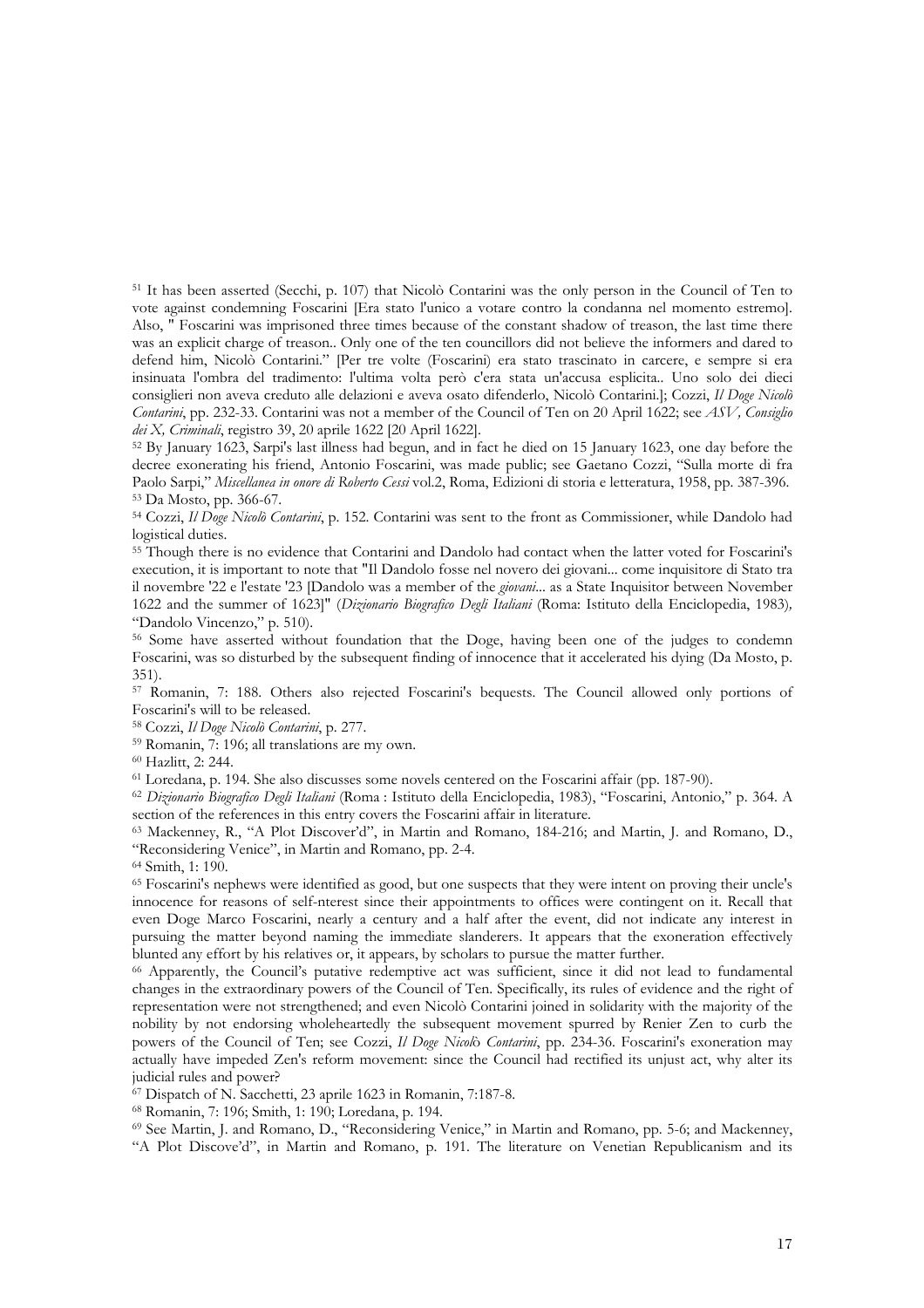[51] It has been asserted (Secchi, p. 107) that Nicolò Contarini was the only person in the Council of Ten to vote against condemning Foscarini [Era stato l'unico a votare contro la condanna nel momento estremo]. Also, " Foscarini was imprisoned three times because of the constant shadow of treason, the last time there was an explicit charge of treason.. Only one of the ten councillors did not believe the informers and dared to defend him, Nicolò Contarini." [Per tre volte (Foscarini) era stato trascinato in carcere, e sempre si era insinuata l'ombra del tradimento: l'ultima volta però c'era stata un'accusa esplicita.. Uno solo dei dieci consiglieri non aveva creduto alle delazioni e aveva osato difenderlo, Nicolò Contarini.]; Cozzi, *Il Doge Nicolò Contarini*, pp. 232-33. Contarini was not a member of the Council of Ten on 20 April 1622; see *ASV, Consiglio dei X, Criminali*, registro 39, 20 aprile 1622 [20 April 1622].

[52] By January 1623, Sarpi's last illness had begun, and in fact he died on 15 January 1623, one day before the decree exonerating his friend, Antonio Foscarini, was made public; see Gaetano Cozzi, "Sulla morte di fra Paolo Sarpi," *Miscellanea in onore di Roberto Cessi* vol.2, Roma, Edizioni di storia e letteratura, 1958, pp. 387-396.

[53] Da Mosto, pp. 366-67.

[54] Cozzi, *Il Doge Nicolò Contarini*, p. 152. Contarini was sent to the front as Commissioner, while Dandolo had logistical duties.

[55] Though there is no evidence that Contarini and Dandolo had contact when the latter voted for Foscarini's execution, it is important to note that "Il Dandolo fosse nel novero dei giovani... come inquisitore di Stato tra il novembre '22 e l'estate '23 [Dandolo was a member of the *giovani*... as a State Inquisitor between November 1622 and the summer of 1623]" (*Dizionario Biografico Degli Italiani* (Roma: Istituto della Enciclopedia, 1983), "Dandolo Vincenzo," p. 510).

[56] Some have asserted without foundation that the Doge, having been one of the judges to condemn Foscarini, was so disturbed by the subsequent finding of innocence that it accelerated his dying (Da Mosto, p. 351).

[57] Romanin, 7: 188. Others also rejected Foscarini's bequests. The Council allowed only portions of Foscarini's will to be released.

[58] Cozzi, *Il Doge Nicolò Contarini*, p. 277.

[59] Romanin, 7: 196; all translations are my own.

[60] Hazlitt, 2: 244.

[61] Loredana, p. 194. She also discusses some novels centered on the Foscarini affair (pp. 187-90).

[62] *Dizionario Biografico Degli Italiani* (Roma : Istituto della Enciclopedia, 1983), "Foscarini, Antonio," p. 364. A section of the references in this entry covers the Foscarini affair in literature.

[63] Mackenney, R., "A Plot Discover'd", in Martin and Romano, 184-216; and Martin, J. and Romano, D., "Reconsidering Venice", in Martin and Romano, pp. 2-4.

[64] Smith, 1: 190.

[65] Foscarini's nephews were identified as good, but one suspects that they were intent on proving their uncle's innocence for reasons of self-nterest since their appointments to offices were contingent on it. Recall that even Doge Marco Foscarini, nearly a century and a half after the event, did not indicate any interest in pursuing the matter beyond naming the immediate slanderers. It appears that the exoneration effectively blunted any effort by his relatives or, it appears, by scholars to pursue the matter further.

[66] Apparently, the Council's putative redemptive act was sufficient, since it did not lead to fundamental changes in the extraordinary powers of the Council of Ten. Specifically, its rules of evidence and the right of representation were not strengthened; and even Nicolò Contarini joined in solidarity with the majority of the nobility by not endorsing wholeheartedly the subsequent movement spurred by Renier Zen to curb the powers of the Council of Ten; see Cozzi, *Il Doge Nicolò Contarini*, pp. 234-36. Foscarini's exoneration may actually have impeded Zen's reform movement: since the Council had rectified its unjust act, why alter its judicial rules and power?

[67] Dispatch of N. Sacchetti, 23 aprile 1623 in Romanin, 7:187-8.

[68] Romanin, 7: 196; Smith, 1: 190; Loredana, p. 194.

[69] See Martin, J. and Romano, D., "Reconsidering Venice," in Martin and Romano, pp. 5-6; and Mackenney, "A Plot Discove'd", in Martin and Romano, p. 191. The literature on Venetian Republicanism and its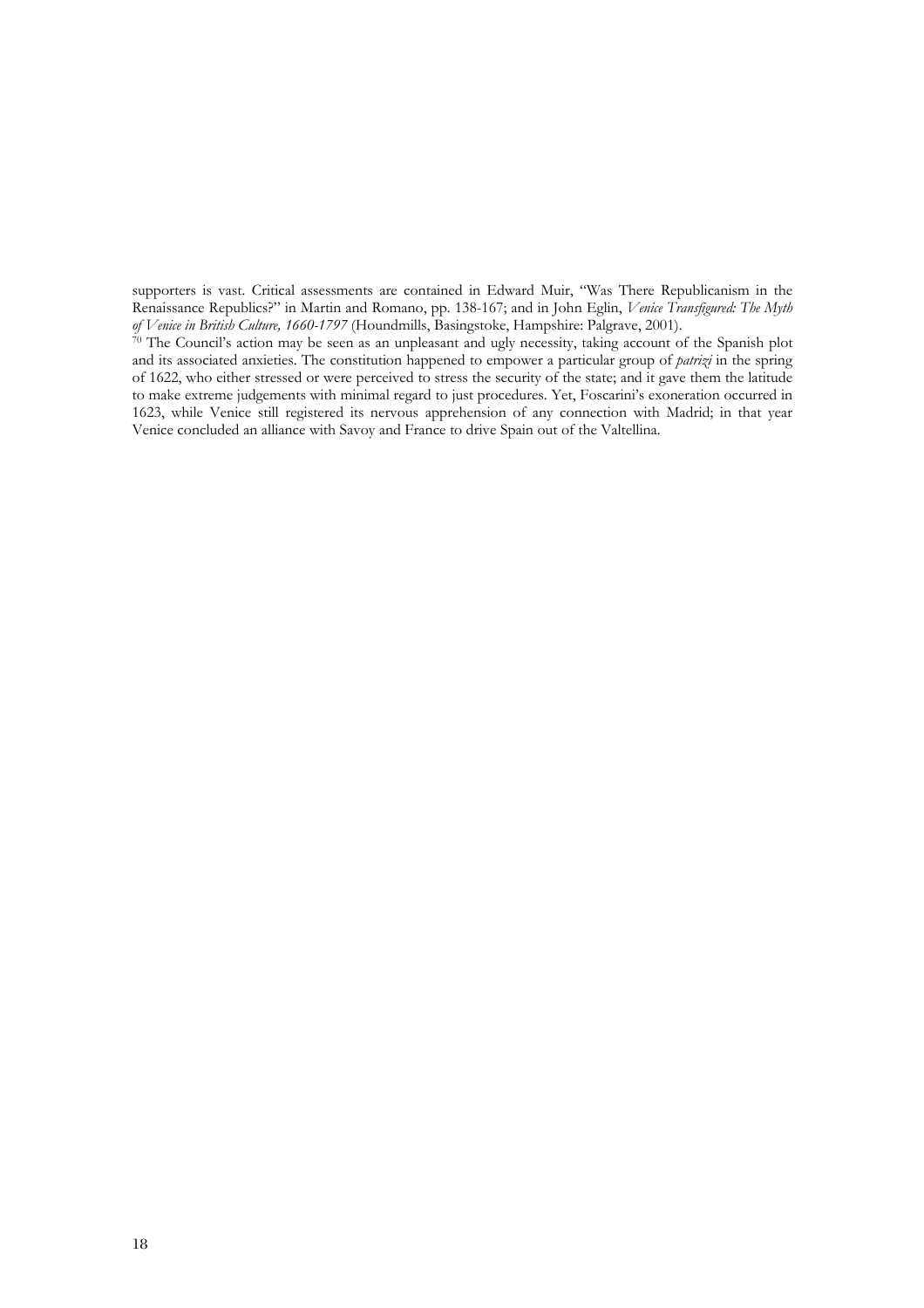supporters is vast. Critical assessments are contained in Edward Muir, "Was There Republicanism in the Renaissance Republics?" in Martin and Romano, pp. 138-167; and in John Eglin, *Venice Transfigured: The Myth of Venice in British Culture, 1660-1797* (Houndmills, Basingstoke, Hampshire: Palgrave, 2001).

[70] The Council's action may be seen as an unpleasant and ugly necessity, taking account of the Spanish plot and its associated anxieties. The constitution happened to empower a particular group of *patrizi* in the spring of 1622, who either stressed or were perceived to stress the security of the state; and it gave them the latitude to make extreme judgements with minimal regard to just procedures. Yet, Foscarini's exoneration occurred in 1623, while Venice still registered its nervous apprehension of any connection with Madrid; in that year Venice concluded an alliance with Savoy and France to drive Spain out of the Valtellina.